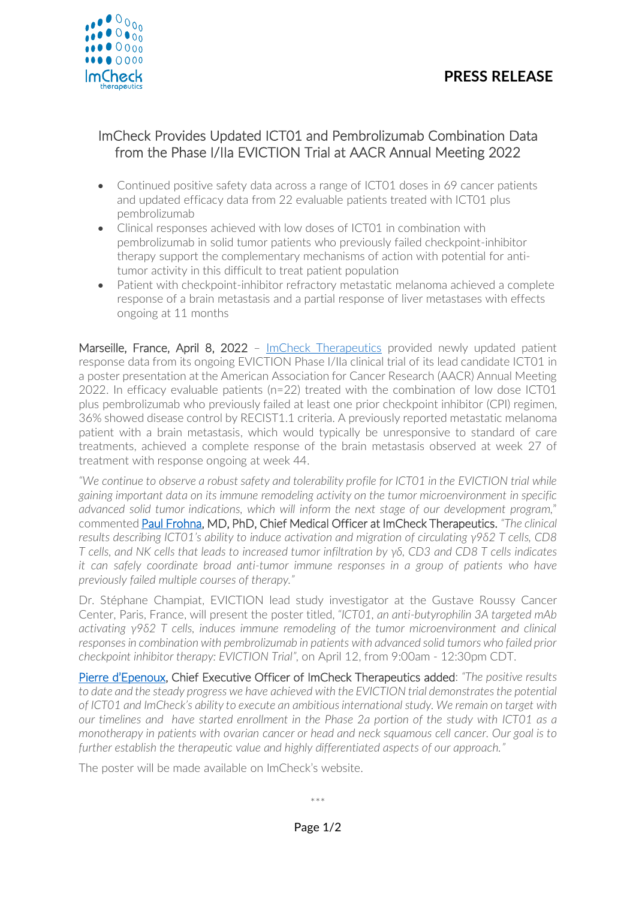**PRESS RELEASE**

# ImCheck Provides Updated ICT01 and Pembrolizumab Combination Data from the Phase I/IIa EVICTION Trial at AACR Annual Meeting 2022

- Continued positive safety data across a range of ICT01 doses in 69 cancer patients and updated efficacy data from 22 evaluable patients treated with ICT01 plus pembrolizumab
- Clinical responses achieved with low doses of ICT01 in combination with pembrolizumab in solid tumor patients who previously failed checkpoint-inhibitor therapy support the complementary mechanisms of action with potential for anti-tumor activity in this difficult to treat patient population
- Patient with checkpoint-inhibitor refractory metastatic melanoma achieved a complete response of a brain metastasis and a partial response of liver metastases with effects ongoing at 11 months

Marseille, France, April 8, 2022 – ImCheck Therapeutics provided newly updated patient response data from its ongoing EVICTION Phase I/IIa clinical trial of its lead candidate ICT01 in a poster presentation at the American Association for Cancer Research (AACR) Annual Meeting 2022. In efficacy evaluable patients (n=22) treated with the combination of low dose ICT01 plus pembrolizumab who previously failed at least one prior checkpoint inhibitor (CPI) regimen, 36% showed disease control by RECIST1.1 criteria. A previously reported metastatic melanoma patient with a brain metastasis, which would typically be unresponsive to standard of care treatments, achieved a complete response of the brain metastasis observed at week 27 of treatment with response ongoing at week 44.

*"We continue to observe a robust safety and tolerability profile for ICT01 in the EVICTION trial while gaining important data on its immune remodeling activity on the tumor microenvironment in specific advanced solid tumor indications, which will inform the next stage of our development program,"* commented Paul Frohna, MD, PhD, Chief Medical Officer at ImCheck Therapeutics. *"The clinical results describing ICT01's ability to induce activation and migration of circulating γ9δ2 T cells, CD8 T cells, and NK cells that leads to increased tumor infiltration by γδ, CD3 and CD8 T cells indicates it can safely coordinate broad anti-tumor immune responses in a group of patients who have previously failed multiple courses of therapy."*

Dr. Stéphane Champiat, EVICTION lead study investigator at the Gustave Roussy Cancer Center, Paris, France, will present the poster titled, *"ICT01, an anti-butyrophilin 3A targeted mAb activating γ9δ2 T cells, induces immune remodeling of the tumor microenvironment and clinical responses in combination with pembrolizumab in patients with advanced solid tumors who failed prior checkpoint inhibitor therapy: EVICTION Trial"*, on April 12, from 9:00am - 12:30pm CDT.

Pierre d'Epenoux, Chief Executive Officer of ImCheck Therapeutics added: *"The positive results to date and the steady progress we have achieved with the EVICTION trial demonstrates the potential of ICT01 and ImCheck's ability to execute an ambitious international study. We remain on target with our timelines and have started enrollment in the Phase 2a portion of the study with ICT01 as a monotherapy in patients with ovarian cancer or head and neck squamous cell cancer. Our goal is to further establish the therapeutic value and highly differentiated aspects of our approach."*

The poster will be made available on ImCheck's website.

\*\*\*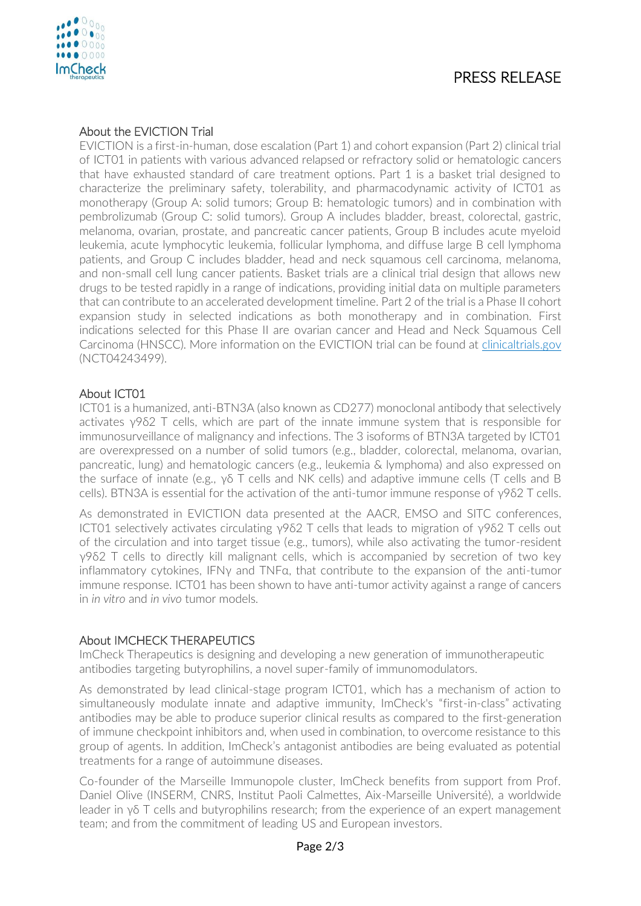## About the EVICTION Trial

EVICTION is a first-in-human, dose escalation (Part 1) and cohort expansion (Part 2) clinical trial of ICT01 in patients with various advanced relapsed or refractory solid or hematologic cancers that have exhausted standard of care treatment options. Part 1 is a basket trial designed to characterize the preliminary safety, tolerability, and pharmacodynamic activity of ICT01 as monotherapy (Group A: solid tumors; Group B: hematologic tumors) and in combination with pembrolizumab (Group C: solid tumors). Group A includes bladder, breast, colorectal, gastric, melanoma, ovarian, prostate, and pancreatic cancer patients, Group B includes acute myeloid leukemia, acute lymphocytic leukemia, follicular lymphoma, and diffuse large B cell lymphoma patients, and Group C includes bladder, head and neck squamous cell carcinoma, melanoma, and non-small cell lung cancer patients. Basket trials are a clinical trial design that allows new drugs to be tested rapidly in a range of indications, providing initial data on multiple parameters that can contribute to an accelerated development timeline. Part 2 of the trial is a Phase II cohort expansion study in selected indications as both monotherapy and in combination. First indications selected for this Phase II are ovarian cancer and Head and Neck Squamous Cell Carcinoma (HNSCC). More information on the EVICTION trial can be found at [clinicaltrials.gov](https://clinicaltrials.gov) (NCT04243499).

## About ICT01

ICT01 is a humanized, anti-BTN3A (also known as CD277) monoclonal antibody that selectively activates γ9δ2 T cells, which are part of the innate immune system that is responsible for immunosurveillance of malignancy and infections. The 3 isoforms of BTN3A targeted by ICT01 are overexpressed on a number of solid tumors (e.g., bladder, colorectal, melanoma, ovarian, pancreatic, lung) and hematologic cancers (e.g., leukemia & lymphoma) and also expressed on the surface of innate (e.g., γδ T cells and NK cells) and adaptive immune cells (T cells and B cells). BTN3A is essential for the activation of the anti-tumor immune response of γ9δ2 T cells.

As demonstrated in EVICTION data presented at the AACR, EMSO and SITC conferences, ICT01 selectively activates circulating γ9δ2 T cells that leads to migration of γ9δ2 T cells out of the circulation and into target tissue (e.g., tumors), while also activating the tumor-resident γ9δ2 T cells to directly kill malignant cells, which is accompanied by secretion of two key inflammatory cytokines, IFNγ and TNFα, that contribute to the expansion of the anti-tumor immune response. ICT01 has been shown to have anti-tumor activity against a range of cancers in *in vitro* and *in vivo* tumor models.

## About IMCHECK THERAPEUTICS

ImCheck Therapeutics is designing and developing a new generation of immunotherapeutic antibodies targeting butyrophilins, a novel super-family of immunomodulators.

As demonstrated by lead clinical-stage program ICT01, which has a mechanism of action to simultaneously modulate innate and adaptive immunity, ImCheck's "first-in-class" activating antibodies may be able to produce superior clinical results as compared to the first-generation of immune checkpoint inhibitors and, when used in combination, to overcome resistance to this group of agents. In addition, ImCheck's antagonist antibodies are being evaluated as potential treatments for a range of autoimmune diseases.

Co-founder of the Marseille Immunopole cluster, ImCheck benefits from support from Prof. Daniel Olive (INSERM, CNRS, Institut Paoli Calmettes, Aix-Marseille Université), a worldwide leader in γδ T cells and butyrophilins research; from the experience of an expert management team; and from the commitment of leading US and European investors.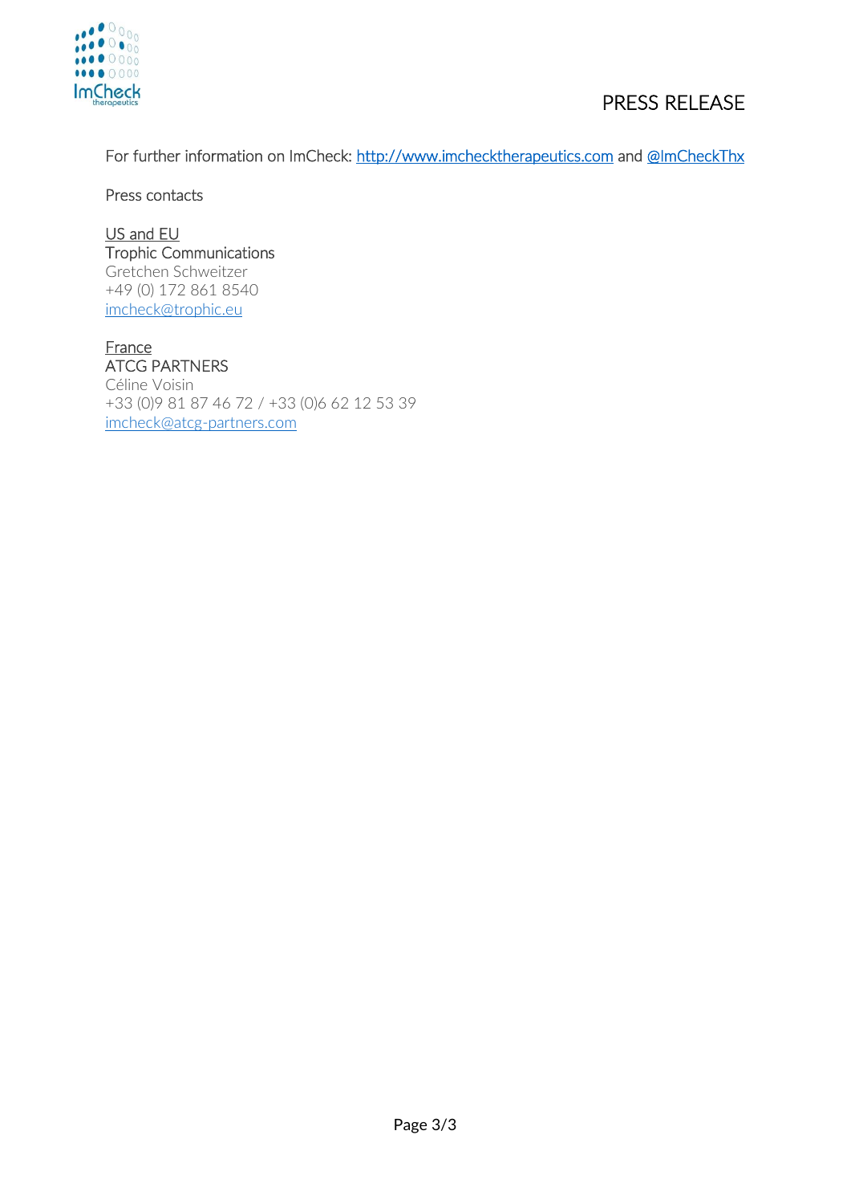For further information on ImCheck: [http://www.imchecktherapeutics.com](http://www.imchecktherapeutics.com) and [@ImCheckThx](@ImCheckThx)

Press contacts

US and EU
Trophic Communications
Gretchen Schweitzer
+49 (0) 172 861 8540
imcheck@trophic.eu

France
ATCG PARTNERS
Céline Voisin
+33 (0)9 81 87 46 72 / +33 (0)6 62 12 53 39
imcheck@atcg-partners.com